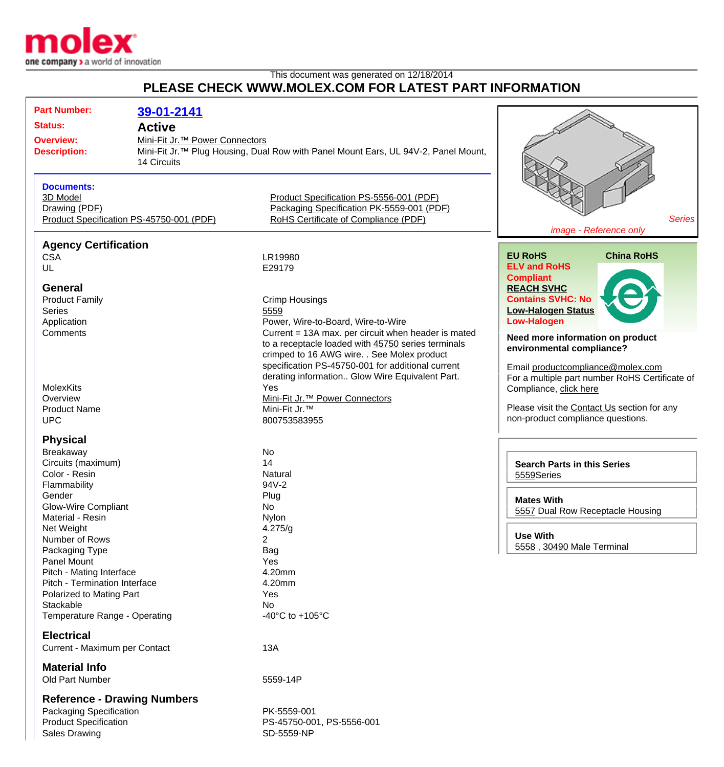This document was generated on 12/18/2014

**PLEASE CHECK WWW.MOLEX.COM FOR LATEST PART INFORMATION**

| | |
|---|---|
| **Part Number:** | **39-01-2141** |
| **Status:** | **Active** |
| **Overview:** | Mini-Fit Jr.™ Power Connectors |
| **Description:** | Mini-Fit Jr.™ Plug Housing, Dual Row with Panel Mount Ears, UL 94V-2, Panel Mount, 14 Circuits |

*Series*

*image - Reference only*

**Documents:**

- 3D Model
- Drawing (PDF)
- Product Specification PS-45750-001 (PDF)
- Product Specification PS-5556-001 (PDF)
- Packaging Specification PK-5559-001 (PDF)
- RoHS Certificate of Compliance (PDF)

## Agency Certification

| | |
|---|---|
| CSA | LR19980 |
| UL | E29179 |

## General

| | |
|---|---|
| Product Family | Crimp Housings |
| Series | 5559 |
| Application | Power, Wire-to-Board, Wire-to-Wire |
| Comments | Current = 13A max. per circuit when header is mated to a receptacle loaded with 45750 series terminals crimped to 16 AWG wire. . See Molex product specification PS-45750-001 for additional current derating information.. Glow Wire Equivalent Part. |
| MolexKits | Yes |
| Overview | Mini-Fit Jr.™ Power Connectors |
| Product Name | Mini-Fit Jr.™ |
| UPC | 800753583955 |

## Physical

| | |
|---|---|
| Breakaway | No |
| Circuits (maximum) | 14 |
| Color - Resin | Natural |
| Flammability | 94V-2 |
| Gender | Plug |
| Glow-Wire Compliant | No |
| Material - Resin | Nylon |
| Net Weight | 4.275/g |
| Number of Rows | 2 |
| Packaging Type | Bag |
| Panel Mount | Yes |
| Pitch - Mating Interface | 4.20mm |
| Pitch - Termination Interface | 4.20mm |
| Polarized to Mating Part | Yes |
| Stackable | No |
| Temperature Range - Operating | -40°C to +105°C |

## Electrical

| | |
|---|---|
| Current - Maximum per Contact | 13A |

## Material Info

| | |
|---|---|
| Old Part Number | 5559-14P |

## Reference - Drawing Numbers

| | |
|---|---|
| Packaging Specification | PK-5559-001 |
| Product Specification | PS-45750-001, PS-5556-001 |
| Sales Drawing | SD-5559-NP |

**EU RoHS**

**ELV and RoHS Compliant**

**REACH SVHC**

**Contains SVHC: No**

**Low-Halogen Status**

**Low-Halogen**

**China RoHS**

**Need more information on product environmental compliance?**

Email productcompliance@molex.com

For a multiple part number RoHS Certificate of Compliance, click here

Please visit the Contact Us section for any non-product compliance questions.

**Search Parts in this Series**

5559Series

**Mates With**

5557 Dual Row Receptacle Housing

**Use With**

5558 , 30490 Male Terminal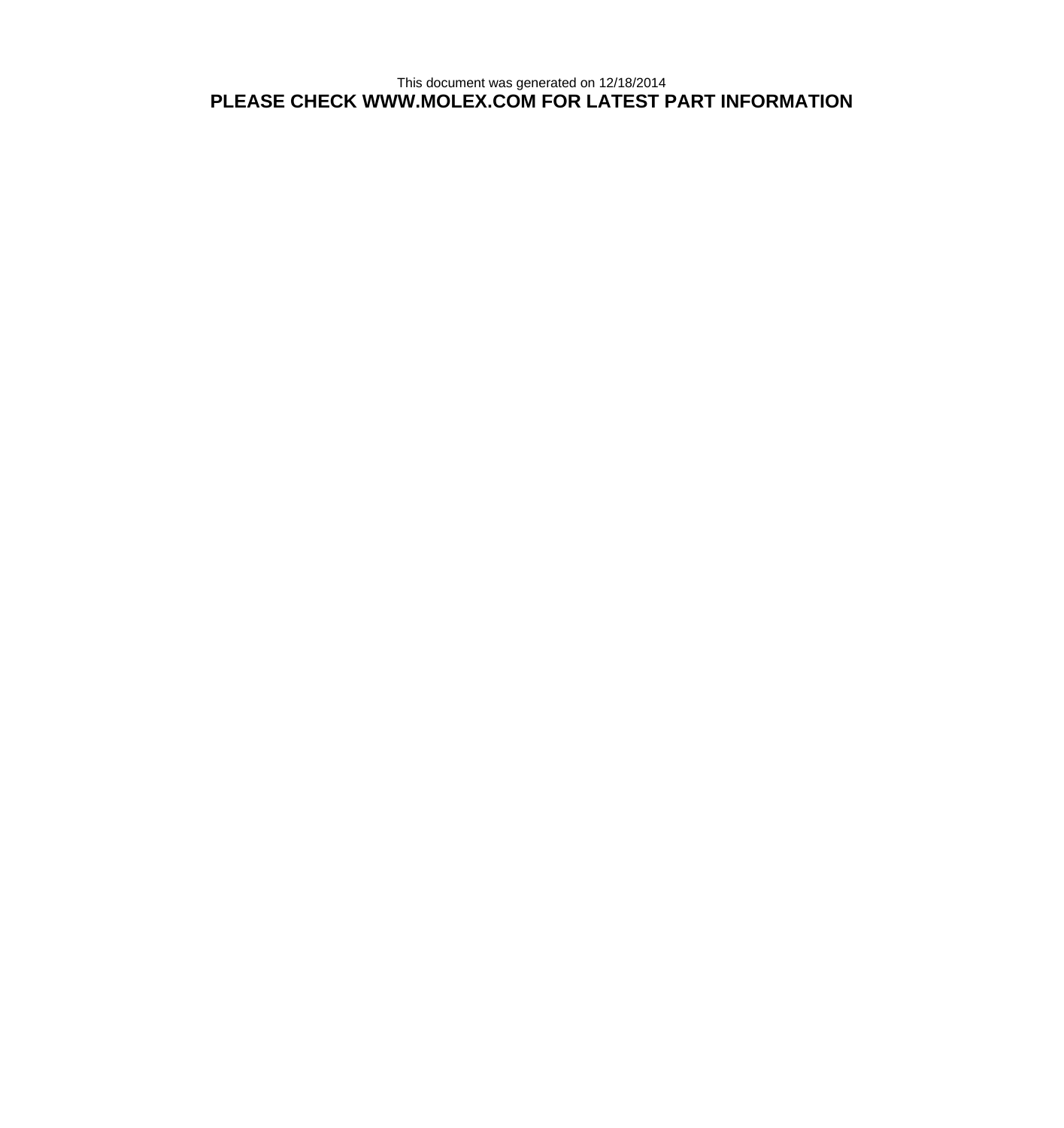This document was generated on 12/18/2014

**PLEASE CHECK WWW.MOLEX.COM FOR LATEST PART INFORMATION**